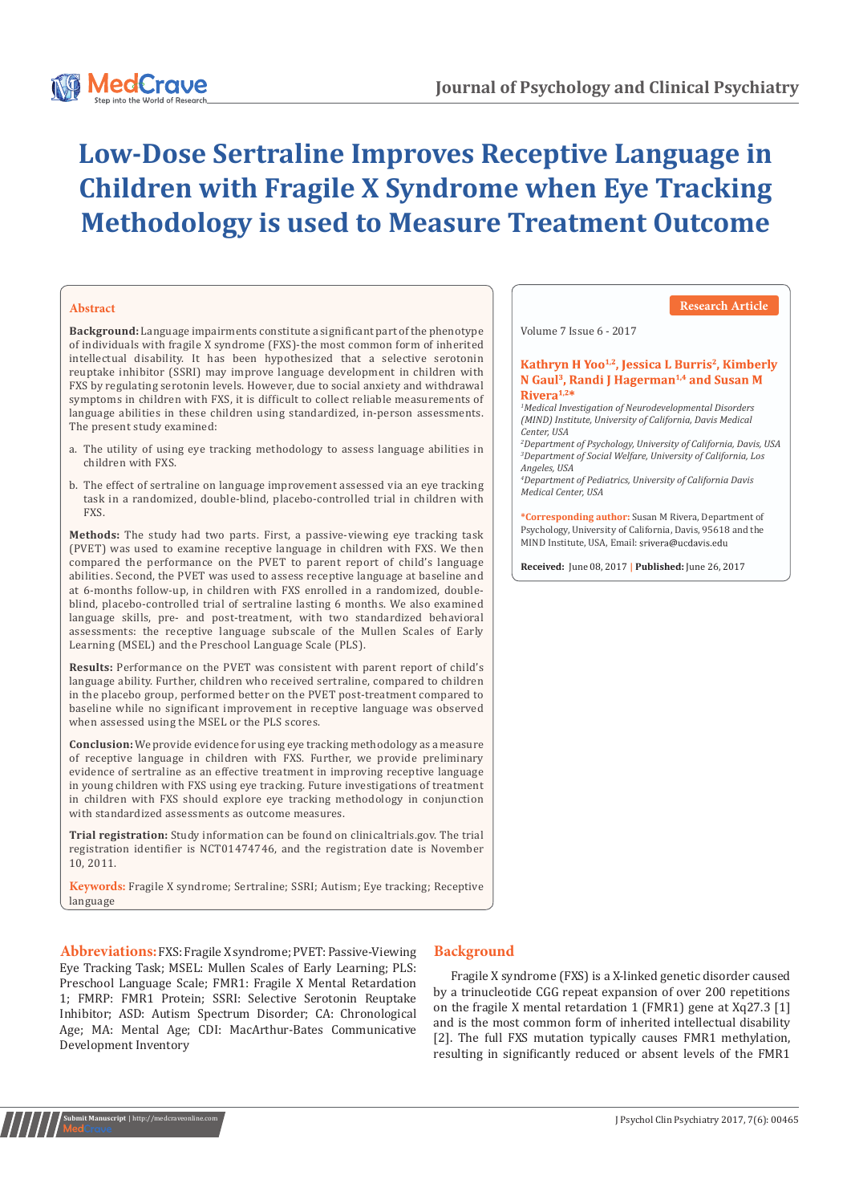# Low-Dose Sertraline Improves Receptive Language in Children with Fragile X Syndrome when Eye Tracking Methodology is used to Measure Treatment Outcome

Research Article

Volume 7 Issue 6 - 2017

**Kathryn H Yoo[1,2], Jessica L Burris[2], Kimberly N Gaul[3], Randi J Hagerman[1,4] and Susan M Rivera[1,2*]**

[1]*Medical Investigation of Neurodevelopmental Disorders (MIND) Institute, University of California, Davis Medical Center, USA*

[2]*Department of Psychology, University of California, Davis, USA*

[3]*Department of Social Welfare, University of California, Los Angeles, USA*

[4]*Department of Pediatrics, University of California Davis Medical Center, USA*

**\*Corresponding author:** Susan M Rivera, Department of Psychology, University of California, Davis, 95618 and the MIND Institute, USA, Email: srivera@ucdavis.edu

**Received:** June 08, 2017 | **Published:** June 26, 2017

## Abstract

**Background:** Language impairments constitute a significant part of the phenotype of individuals with fragile X syndrome (FXS)-the most common form of inherited intellectual disability. It has been hypothesized that a selective serotonin reuptake inhibitor (SSRI) may improve language development in children with FXS by regulating serotonin levels. However, due to social anxiety and withdrawal symptoms in children with FXS, it is difficult to collect reliable measurements of language abilities in these children using standardized, in-person assessments. The present study examined:

a. The utility of using eye tracking methodology to assess language abilities in children with FXS.

b. The effect of sertraline on language improvement assessed via an eye tracking task in a randomized, double-blind, placebo-controlled trial in children with FXS.

**Methods:** The study had two parts. First, a passive-viewing eye tracking task (PVET) was used to examine receptive language in children with FXS. We then compared the performance on the PVET to parent report of child's language abilities. Second, the PVET was used to assess receptive language at baseline and at 6-months follow-up, in children with FXS enrolled in a randomized, double-blind, placebo-controlled trial of sertraline lasting 6 months. We also examined language skills, pre- and post-treatment, with two standardized behavioral assessments: the receptive language subscale of the Mullen Scales of Early Learning (MSEL) and the Preschool Language Scale (PLS).

**Results:** Performance on the PVET was consistent with parent report of child's language ability. Further, children who received sertraline, compared to children in the placebo group, performed better on the PVET post-treatment compared to baseline while no significant improvement in receptive language was observed when assessed using the MSEL or the PLS scores.

**Conclusion:** We provide evidence for using eye tracking methodology as a measure of receptive language in children with FXS. Further, we provide preliminary evidence of sertraline as an effective treatment in improving receptive language in young children with FXS using eye tracking. Future investigations of treatment in children with FXS should explore eye tracking methodology in conjunction with standardized assessments as outcome measures.

**Trial registration:** Study information can be found on clinicaltrials.gov. The trial registration identifier is NCT01474746, and the registration date is November 10, 2011.

**Keywords:** Fragile X syndrome; Sertraline; SSRI; Autism; Eye tracking; Receptive language

**Abbreviations:** FXS: Fragile X syndrome; PVET: Passive-Viewing Eye Tracking Task; MSEL: Mullen Scales of Early Learning; PLS: Preschool Language Scale; FMR1: Fragile X Mental Retardation 1; FMRP: FMR1 Protein; SSRI: Selective Serotonin Reuptake Inhibitor; ASD: Autism Spectrum Disorder; CA: Chronological Age; MA: Mental Age; CDI: MacArthur-Bates Communicative Development Inventory

## Background

Fragile X syndrome (FXS) is a X-linked genetic disorder caused by a trinucleotide CGG repeat expansion of over 200 repetitions on the fragile X mental retardation 1 (FMR1) gene at Xq27.3 [1] and is the most common form of inherited intellectual disability [2]. The full FXS mutation typically causes FMR1 methylation, resulting in significantly reduced or absent levels of the FMR1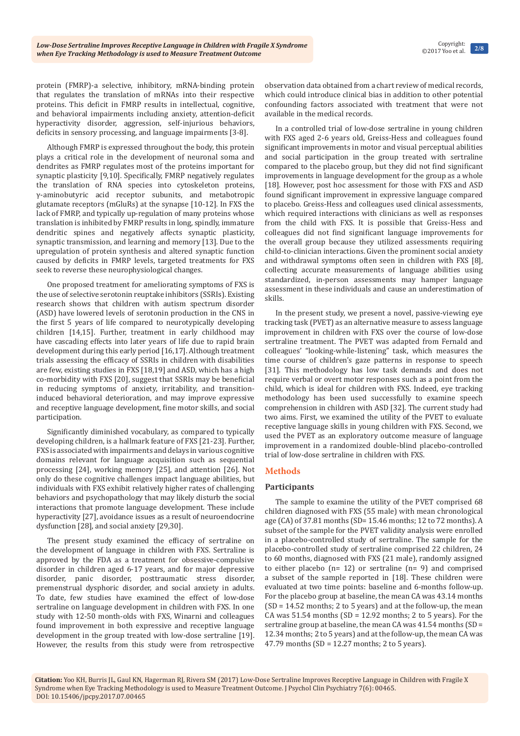protein (FMRP)-a selective, inhibitory, mRNA-binding protein that regulates the translation of mRNAs into their respective proteins. This deficit in FMRP results in intellectual, cognitive, and behavioral impairments including anxiety, attention-deficit hyperactivity disorder, aggression, self-injurious behaviors, deficits in sensory processing, and language impairments [3-8].

Although FMRP is expressed throughout the body, this protein plays a critical role in the development of neuronal soma and dendrites as FMRP regulates most of the proteins important for synaptic plasticity [9,10]. Specifically, FMRP negatively regulates the translation of RNA species into cytoskeleton proteins, γ-aminobutyric acid receptor subunits, and metabotropic glutamate receptors (mGluRs) at the synapse [10-12]. In FXS the lack of FMRP, and typically up-regulation of many proteins whose translation is inhibited by FMRP results in long, spindly, immature dendritic spines and negatively affects synaptic plasticity, synaptic transmission, and learning and memory [13]. Due to the upregulation of protein synthesis and altered synaptic function caused by deficits in FMRP levels, targeted treatments for FXS seek to reverse these neurophysiological changes.

One proposed treatment for ameliorating symptoms of FXS is the use of selective serotonin reuptake inhibitors (SSRIs). Existing research shows that children with autism spectrum disorder (ASD) have lowered levels of serotonin production in the CNS in the first 5 years of life compared to neurotypically developing children [14,15]. Further, treatment in early childhood may have cascading effects into later years of life due to rapid brain development during this early period [16,17]. Although treatment trials assessing the efficacy of SSRIs in children with disabilities are few, existing studies in FXS [18,19] and ASD, which has a high co-morbidity with FXS [20], suggest that SSRIs may be beneficial in reducing symptoms of anxiety, irritability, and transition-induced behavioral deterioration, and may improve expressive and receptive language development, fine motor skills, and social participation.

Significantly diminished vocabulary, as compared to typically developing children, is a hallmark feature of FXS [21-23]. Further, FXS is associated with impairments and delays in various cognitive domains relevant for language acquisition such as sequential processing [24], working memory [25], and attention [26]. Not only do these cognitive challenges impact language abilities, but individuals with FXS exhibit relatively higher rates of challenging behaviors and psychopathology that may likely disturb the social interactions that promote language development. These include hyperactivity [27], avoidance issues as a result of neuroendocrine dysfunction [28], and social anxiety [29,30].

The present study examined the efficacy of sertraline on the development of language in children with FXS. Sertraline is approved by the FDA as a treatment for obsessive-compulsive disorder in children aged 6-17 years, and for major depressive disorder, panic disorder, posttraumatic stress disorder, premenstrual dysphoric disorder, and social anxiety in adults. To date, few studies have examined the effect of low-dose sertraline on language development in children with FXS. In one study with 12-50 month-olds with FXS, Winarni and colleagues found improvement in both expressive and receptive language development in the group treated with low-dose sertraline [19]. However, the results from this study were from retrospective observation data obtained from a chart review of medical records, which could introduce clinical bias in addition to other potential confounding factors associated with treatment that were not available in the medical records.

In a controlled trial of low-dose sertraline in young children with FXS aged 2-6 years old, Greiss-Hess and colleagues found significant improvements in motor and visual perceptual abilities and social participation in the group treated with sertraline compared to the placebo group, but they did not find significant improvements in language development for the group as a whole [18]. However, post hoc assessment for those with FXS and ASD found significant improvement in expressive language compared to placebo. Greiss-Hess and colleagues used clinical assessments, which required interactions with clinicians as well as responses from the child with FXS. It is possible that Greiss-Hess and colleagues did not find significant language improvements for the overall group because they utilized assessments requiring child-to-clinician interactions. Given the prominent social anxiety and withdrawal symptoms often seen in children with FXS [8], collecting accurate measurements of language abilities using standardized, in-person assessments may hamper language assessment in these individuals and cause an underestimation of skills.

In the present study, we present a novel, passive-viewing eye tracking task (PVET) as an alternative measure to assess language improvement in children with FXS over the course of low-dose sertraline treatment. The PVET was adapted from Fernald and colleagues' "looking-while-listening" task, which measures the time course of children's gaze patterns in response to speech [31]. This methodology has low task demands and does not require verbal or overt motor responses such as a point from the child, which is ideal for children with FXS. Indeed, eye tracking methodology has been used successfully to examine speech comprehension in children with ASD [32]. The current study had two aims. First, we examined the utility of the PVET to evaluate receptive language skills in young children with FXS. Second, we used the PVET as an exploratory outcome measure of language improvement in a randomized double-blind placebo-controlled trial of low-dose sertraline in children with FXS.

## Methods

### Participants

The sample to examine the utility of the PVET comprised 68 children diagnosed with FXS (55 male) with mean chronological age (CA) of 37.81 months (SD= 15.46 months; 12 to 72 months). A subset of the sample for the PVET validity analysis were enrolled in a placebo-controlled study of sertraline. The sample for the placebo-controlled study of sertraline comprised 22 children, 24 to 60 months, diagnosed with FXS (21 male), randomly assigned to either placebo (n= 12) or sertraline (n= 9) and comprised a subset of the sample reported in [18]. These children were evaluated at two time points: baseline and 6-months follow-up. For the placebo group at baseline, the mean CA was 43.14 months (SD = 14.52 months; 2 to 5 years) and at the follow-up, the mean CA was 51.54 months (SD = 12.92 months; 2 to 5 years). For the sertraline group at baseline, the mean CA was 41.54 months (SD = 12.34 months; 2 to 5 years) and at the follow-up, the mean CA was 47.79 months (SD = 12.27 months; 2 to 5 years).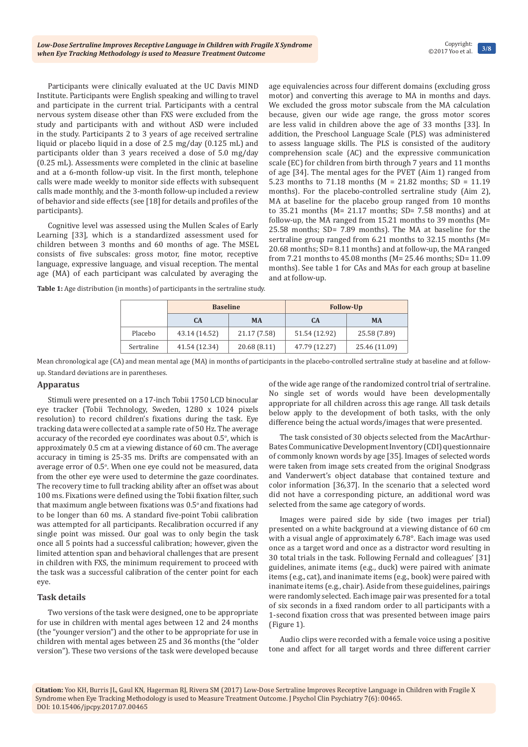Participants were clinically evaluated at the UC Davis MIND Institute. Participants were English speaking and willing to travel and participate in the current trial. Participants with a central nervous system disease other than FXS were excluded from the study and participants with and without ASD were included in the study. Participants 2 to 3 years of age received sertraline liquid or placebo liquid in a dose of 2.5 mg/day (0.125 mL) and participants older than 3 years received a dose of 5.0 mg/day (0.25 mL). Assessments were completed in the clinic at baseline and at a 6-month follow-up visit. In the first month, telephone calls were made weekly to monitor side effects with subsequent calls made monthly, and the 3-month follow-up included a review of behavior and side effects (see [18] for details and profiles of the participants).

Cognitive level was assessed using the Mullen Scales of Early Learning [33], which is a standardized assessment used for children between 3 months and 60 months of age. The MSEL consists of five subscales: gross motor, fine motor, receptive language, expressive language, and visual reception. The mental age (MA) of each participant was calculated by averaging the age equivalencies across four different domains (excluding gross motor) and converting this average to MA in months and days. We excluded the gross motor subscale from the MA calculation because, given our wide age range, the gross motor scores are less valid in children above the age of 33 months [33]. In addition, the Preschool Language Scale (PLS) was administered to assess language skills. The PLS is consisted of the auditory comprehension scale (AC) and the expressive communication scale (EC) for children from birth through 7 years and 11 months of age [34]. The mental ages for the PVET (Aim 1) ranged from 5.23 months to 71.18 months (M = 21.82 months; SD = 11.19 months). For the placebo-controlled sertraline study (Aim 2), MA at baseline for the placebo group ranged from 10 months to 35.21 months (M= 21.17 months; SD= 7.58 months) and at follow-up, the MA ranged from 15.21 months to 39 months (M= 25.58 months; SD= 7.89 months). The MA at baseline for the sertraline group ranged from 6.21 months to 32.15 months (M= 20.68 months; SD= 8.11 months) and at follow-up, the MA ranged from 7.21 months to 45.08 months (M= 25.46 months; SD= 11.09 months). See table 1 for CAs and MAs for each group at baseline and at follow-up.

**Table 1:** Age distribution (in months) of participants in the sertraline study.

| | Baseline | | Follow-Up | |
|---|---|---|---|---|
| | CA | MA | CA | MA |
| Placebo | 43.14 (14.52) | 21.17 (7.58) | 51.54 (12.92) | 25.58 (7.89) |
| Sertraline | 41.54 (12.34) | 20.68 (8.11) | 47.79 (12.27) | 25.46 (11.09) |

Mean chronological age (CA) and mean mental age (MA) in months of participants in the placebo-controlled sertraline study at baseline and at follow-up. Standard deviations are in parentheses.

### Apparatus

Stimuli were presented on a 17-inch Tobii 1750 LCD binocular eye tracker (Tobii Technology, Sweden, 1280 x 1024 pixels resolution) to record children's fixations during the task. Eye tracking data were collected at a sample rate of 50 Hz. The average accuracy of the recorded eye coordinates was about 0.5°, which is approximately 0.5 cm at a viewing distance of 60 cm. The average accuracy in timing is 25-35 ms. Drifts are compensated with an average error of 0.5°. When one eye could not be measured, data from the other eye were used to determine the gaze coordinates. The recovery time to full tracking ability after an offset was about 100 ms. Fixations were defined using the Tobii fixation filter, such that maximum angle between fixations was 0.5° and fixations had to be longer than 60 ms. A standard five-point Tobii calibration was attempted for all participants. Recalibration occurred if any single point was missed. Our goal was to only begin the task once all 5 points had a successful calibration; however, given the limited attention span and behavioral challenges that are present in children with FXS, the minimum requirement to proceed with the task was a successful calibration of the center point for each eye.

### Task details

Two versions of the task were designed, one to be appropriate for use in children with mental ages between 12 and 24 months (the "younger version") and the other to be appropriate for use in children with mental ages between 25 and 36 months (the "older version"). These two versions of the task were developed because of the wide age range of the randomized control trial of sertraline. No single set of words would have been developmentally appropriate for all children across this age range. All task details below apply to the development of both tasks, with the only difference being the actual words/images that were presented.

The task consisted of 30 objects selected from the MacArthur-Bates Communicative Development Inventory (CDI) questionnaire of commonly known words by age [35]. Images of selected words were taken from image sets created from the original Snodgrass and Vanderwert's object database that contained texture and color information [36,37]. In the scenario that a selected word did not have a corresponding picture, an additional word was selected from the same age category of words.

Images were paired side by side (two images per trial) presented on a white background at a viewing distance of 60 cm with a visual angle of approximately 6.78°. Each image was used once as a target word and once as a distractor word resulting in 30 total trials in the task. Following Fernald and colleagues' [31] guidelines, animate items (e.g., duck) were paired with animate items (e.g., cat), and inanimate items (e.g., book) were paired with inanimate items (e.g., chair). Aside from these guidelines, pairings were randomly selected. Each image pair was presented for a total of six seconds in a fixed random order to all participants with a 1-second fixation cross that was presented between image pairs (Figure 1).

Audio clips were recorded with a female voice using a positive tone and affect for all target words and three different carrier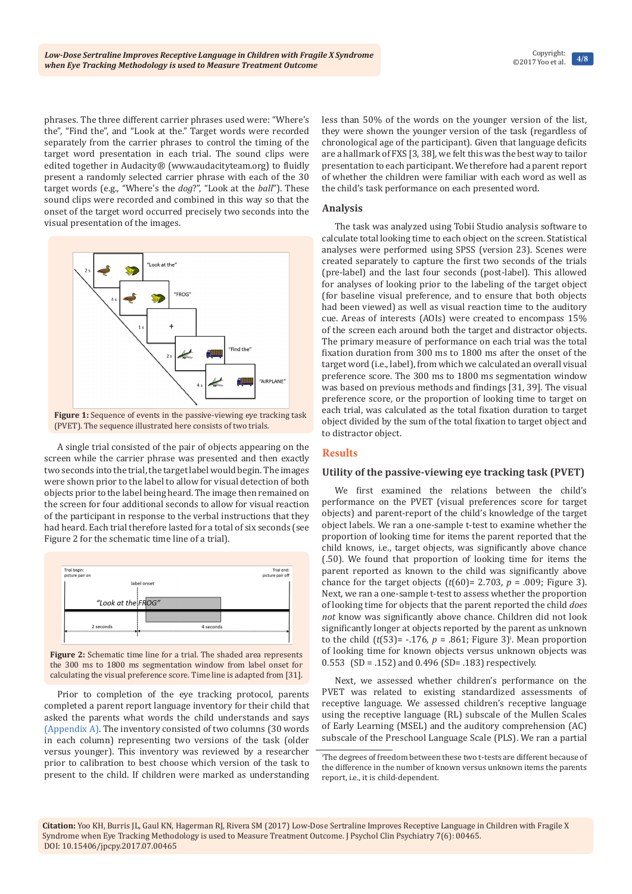phrases. The three different carrier phrases used were: "Where's the", "Find the", and "Look at the." Target words were recorded separately from the carrier phrases to control the timing of the target word presentation in each trial. The sound clips were edited together in Audacity® (www.audacityteam.org) to fluidly present a randomly selected carrier phrase with each of the 30 target words (e.g., "Where's the *dog*?", "Look at the *ball*"). These sound clips were recorded and combined in this way so that the onset of the target word occurred precisely two seconds into the visual presentation of the images.

**Figure 1:** Sequence of events in the passive-viewing eye tracking task (PVET). The sequence illustrated here consists of two trials.

A single trial consisted of the pair of objects appearing on the screen while the carrier phrase was presented and then exactly two seconds into the trial, the target label would begin. The images were shown prior to the label to allow for visual detection of both objects prior to the label being heard. The image then remained on the screen for four additional seconds to allow for visual reaction of the participant in response to the verbal instructions that they had heard. Each trial therefore lasted for a total of six seconds (see Figure 2 for the schematic time line of a trial).

**Figure 2:** Schematic time line for a trial. The shaded area represents the 300 ms to 1800 ms segmentation window from label onset for calculating the visual preference score. Time line is adapted from [31].

Prior to completion of the eye tracking protocol, parents completed a parent report language inventory for their child that asked the parents what words the child understands and says (Appendix A). The inventory consisted of two columns (30 words in each column) representing two versions of the task (older versus younger). This inventory was reviewed by a researcher prior to calibration to best choose which version of the task to present to the child. If children were marked as understanding less than 50% of the words on the younger version of the list, they were shown the younger version of the task (regardless of chronological age of the participant). Given that language deficits are a hallmark of FXS [3, 38], we felt this was the best way to tailor presentation to each participant. We therefore had a parent report of whether the children were familiar with each word as well as the child's task performance on each presented word.

### Analysis

The task was analyzed using Tobii Studio analysis software to calculate total looking time to each object on the screen. Statistical analyses were performed using SPSS (version 23). Scenes were created separately to capture the first two seconds of the trials (pre-label) and the last four seconds (post-label). This allowed for analyses of looking prior to the labeling of the target object (for baseline visual preference, and to ensure that both objects had been viewed) as well as visual reaction time to the auditory cue. Areas of interests (AOIs) were created to encompass 15% of the screen each around both the target and distractor objects. The primary measure of performance on each trial was the total fixation duration from 300 ms to 1800 ms after the onset of the target word (i.e., label), from which we calculated an overall visual preference score. The 300 ms to 1800 ms segmentation window was based on previous methods and findings [31, 39]. The visual preference score, or the proportion of looking time to target on each trial, was calculated as the total fixation duration to target object divided by the sum of the total fixation to target object and to distractor object.

## Results

### Utility of the passive-viewing eye tracking task (PVET)

We first examined the relations between the child's performance on the PVET (visual preferences score for target objects) and parent-report of the child's knowledge of the target object labels. We ran a one-sample t-test to examine whether the proportion of looking time for items the parent reported that the child knows, i.e., target objects, was significantly above chance (.50). We found that proportion of looking time for items the parent reported as known to the child was significantly above chance for the target objects ($t(60) = 2.703$, $p = .009$; Figure 3). Next, we ran a one-sample t-test to assess whether the proportion of looking time for objects that the parent reported the child *does not* know was significantly above chance. Children did not look significantly longer at objects reported by the parent as unknown to the child ($t(53) = -.176$, $p = .861$; Figure 3)[i]. Mean proportion of looking time for known objects versus unknown objects was 0.553 (SD = .152) and 0.496 (SD= .183) respectively.

Next, we assessed whether children's performance on the PVET was related to existing standardized assessments of receptive language. We assessed children's receptive language using the receptive language (RL) subscale of the Mullen Scales of Early Learning (MSEL) and the auditory comprehension (AC) subscale of the Preschool Language Scale (PLS). We ran a partial

[i]The degrees of freedom between these two t-tests are different because of the difference in the number of known versus unknown items the parents report, i.e., it is child-dependent.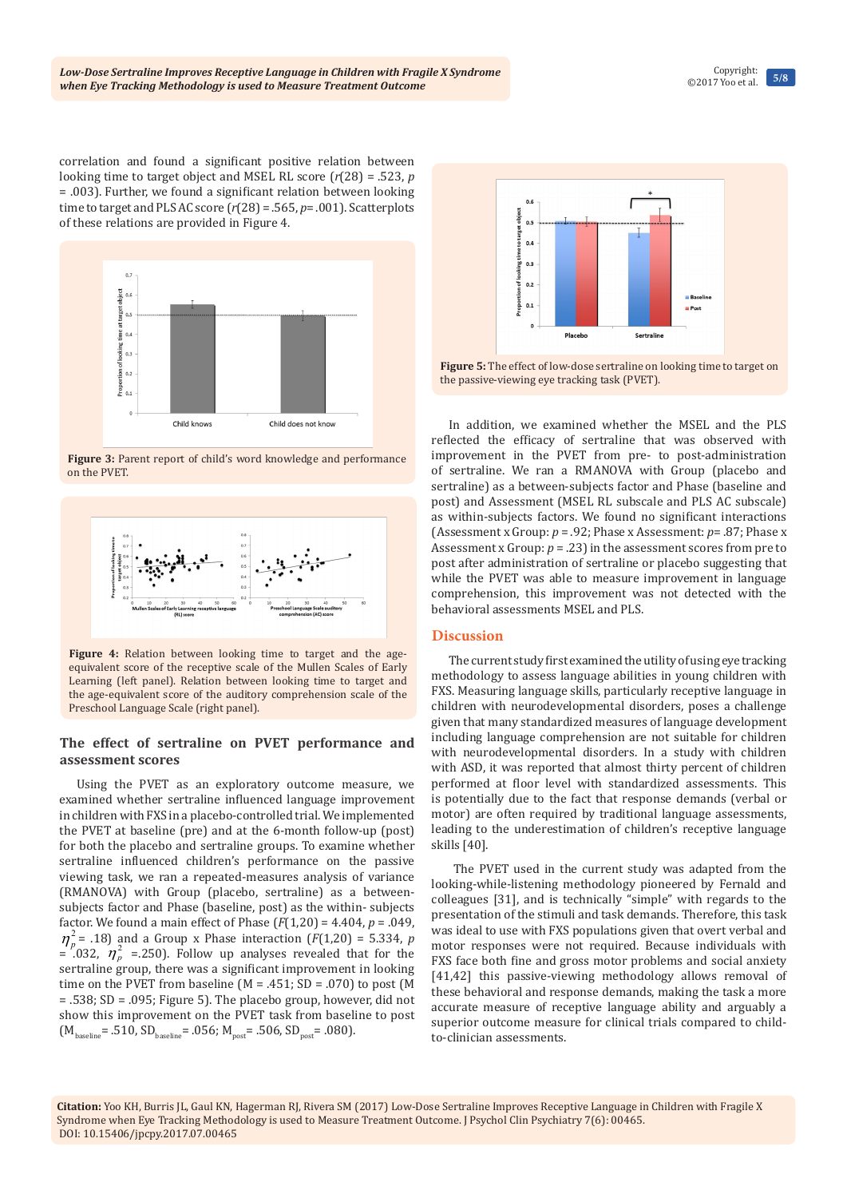correlation and found a significant positive relation between looking time to target object and MSEL RL score ($r(28) = .523$, $p = .003$). Further, we found a significant relation between looking time to target and PLS AC score ($r(28) = .565$, $p = .001$). Scatterplots of these relations are provided in Figure 4.

**Figure 3:** Parent report of child's word knowledge and performance on the PVET.

**Figure 4:** Relation between looking time to target and the age-equivalent score of the receptive scale of the Mullen Scales of Early Learning (left panel). Relation between looking time to target and the age-equivalent score of the auditory comprehension scale of the Preschool Language Scale (right panel).

### The effect of sertraline on PVET performance and assessment scores

Using the PVET as an exploratory outcome measure, we examined whether sertraline influenced language improvement in children with FXS in a placebo-controlled trial. We implemented the PVET at baseline (pre) and at the 6-month follow-up (post) for both the placebo and sertraline groups. To examine whether sertraline influenced children's performance on the passive viewing task, we ran a repeated-measures analysis of variance (RMANOVA) with Group (placebo, sertraline) as a between-subjects factor and Phase (baseline, post) as the within- subjects factor. We found a main effect of Phase ($F(1,20) = 4.404$, $p = .049$, $\eta_p^2 = .18$) and a Group x Phase interaction ($F(1,20) = 5.334$, $p = .032$, $\eta_p^2 = .250$). Follow up analyses revealed that for the sertraline group, there was a significant improvement in looking time on the PVET from baseline (M = .451; SD = .070) to post (M = .538; SD = .095; Figure 5). The placebo group, however, did not show this improvement on the PVET task from baseline to post ($M_{baseline} = .510$, $SD_{baseline} = .056$; $M_{post} = .506$, $SD_{post} = .080$).

**Figure 5:** The effect of low-dose sertraline on looking time to target on the passive-viewing eye tracking task (PVET).

In addition, we examined whether the MSEL and the PLS reflected the efficacy of sertraline that was observed with improvement in the PVET from pre- to post-administration of sertraline. We ran a RMANOVA with Group (placebo and sertraline) as a between-subjects factor and Phase (baseline and post) and Assessment (MSEL RL subscale and PLS AC subscale) as within-subjects factors. We found no significant interactions (Assessment x Group: $p = .92$; Phase x Assessment: $p = .87$; Phase x Assessment x Group: $p = .23$) in the assessment scores from pre to post after administration of sertraline or placebo suggesting that while the PVET was able to measure improvement in language comprehension, this improvement was not detected with the behavioral assessments MSEL and PLS.

## Discussion

The current study first examined the utility of using eye tracking methodology to assess language abilities in young children with FXS. Measuring language skills, particularly receptive language in children with neurodevelopmental disorders, poses a challenge given that many standardized measures of language development including language comprehension are not suitable for children with neurodevelopmental disorders. In a study with children with ASD, it was reported that almost thirty percent of children performed at floor level with standardized assessments. This is potentially due to the fact that response demands (verbal or motor) are often required by traditional language assessments, leading to the underestimation of children's receptive language skills [40].

The PVET used in the current study was adapted from the looking-while-listening methodology pioneered by Fernald and colleagues [31], and is technically "simple" with regards to the presentation of the stimuli and task demands. Therefore, this task was ideal to use with FXS populations given that overt verbal and motor responses were not required. Because individuals with FXS face both fine and gross motor problems and social anxiety [41,42] this passive-viewing methodology allows removal of these behavioral and response demands, making the task a more accurate measure of receptive language ability and arguably a superior outcome measure for clinical trials compared to child-to-clinician assessments.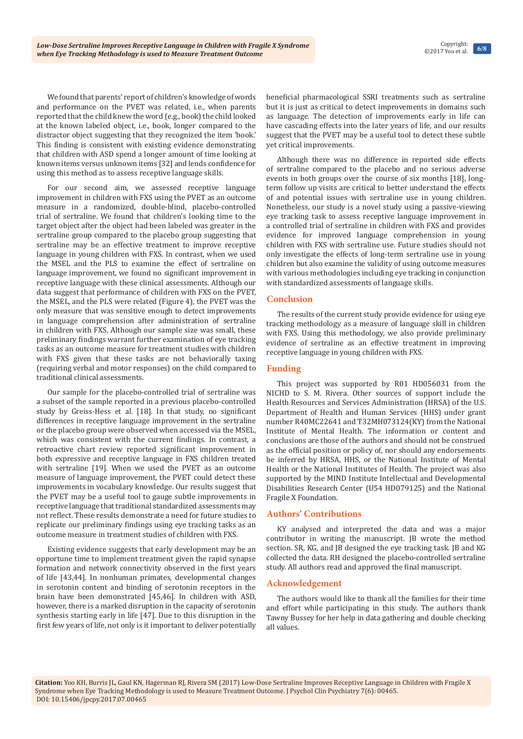We found that parents' report of children's knowledge of words and performance on the PVET was related, i.e., when parents reported that the child knew the word (e.g., book) the child looked at the known labeled object, i.e., book, longer compared to the distractor object suggesting that they recognized the item 'book.' This finding is consistent with existing evidence demonstrating that children with ASD spend a longer amount of time looking at known items versus unknown items [32] and lends confidence for using this method as to assess receptive language skills.

For our second aim, we assessed receptive language improvement in children with FXS using the PVET as an outcome measure in a randomized, double-blind, placebo-controlled trial of sertraline. We found that children's looking time to the target object after the object had been labeled was greater in the sertraline group compared to the placebo group suggesting that sertraline may be an effective treatment to improve receptive language in young children with FXS. In contrast, when we used the MSEL and the PLS to examine the effect of sertraline on language improvement, we found no significant improvement in receptive language with these clinical assessments. Although our data suggest that performance of children with FXS on the PVET, the MSEL, and the PLS were related (Figure 4), the PVET was the only measure that was sensitive enough to detect improvements in language comprehension after administration of sertraline in children with FXS. Although our sample size was small, these preliminary findings warrant further examination of eye tracking tasks as an outcome measure for treatment studies with children with FXS given that these tasks are not behaviorally taxing (requiring verbal and motor responses) on the child compared to traditional clinical assessments.

Our sample for the placebo-controlled trial of sertraline was a subset of the sample reported in a previous placebo-controlled study by Greiss-Hess et al. [18]. In that study, no significant differences in receptive language improvement in the sertraline or the placebo group were observed when accessed via the MSEL, which was consistent with the current findings. In contrast, a retroactive chart review reported significant improvement in both expressive and receptive language in FXS children treated with sertraline [19]. When we used the PVET as an outcome measure of language improvement, the PVET could detect these improvements in vocabulary knowledge. Our results suggest that the PVET may be a useful tool to gauge subtle improvements in receptive language that traditional standardized assessments may not reflect. These results demonstrate a need for future studies to replicate our preliminary findings using eye tracking tasks as an outcome measure in treatment studies of children with FXS.

Existing evidence suggests that early development may be an opportune time to implement treatment given the rapid synapse formation and network connectivity observed in the first years of life [43,44]. In nonhuman primates, developmental changes in serotonin content and binding of serotonin receptors in the brain have been demonstrated [45,46]. In children with ASD, however, there is a marked disruption in the capacity of serotonin synthesis starting early in life [47]. Due to this disruption in the first few years of life, not only is it important to deliver potentially beneficial pharmacological SSRI treatments such as sertraline but it is just as critical to detect improvements in domains such as language. The detection of improvements early in life can have cascading effects into the later years of life, and our results suggest that the PVET may be a useful tool to detect these subtle yet critical improvements.

Although there was no difference in reported side effects of sertraline compared to the placebo and no serious adverse events in both groups over the course of six months [18], long-term follow up visits are critical to better understand the effects of and potential issues with sertraline use in young children. Nonetheless, our study is a novel study using a passive-viewing eye tracking task to assess receptive language improvement in a controlled trial of sertraline in children with FXS and provides evidence for improved language comprehension in young children with FXS with sertraline use. Future studies should not only investigate the effects of long-term sertraline use in young children but also examine the validity of using outcome measures with various methodologies including eye tracking in conjunction with standardized assessments of language skills.

## Conclusion

The results of the current study provide evidence for using eye tracking methodology as a measure of language skill in children with FXS. Using this methodology, we also provide preliminary evidence of sertraline as an effective treatment in improving receptive language in young children with FXS.

## Funding

This project was supported by R01 HD056031 from the NICHD to S. M. Rivera. Other sources of support include the Health Resources and Services Administration (HRSA) of the U.S. Department of Health and Human Services (HHS) under grant number R40MC22641 and T32MH073124(KY) from the National Institute of Mental Health. The information or content and conclusions are those of the authors and should not be construed as the official position or policy of, nor should any endorsements be inferred by HRSA, HHS, or the National Institute of Mental Health or the National Institutes of Health. The project was also supported by the MIND Institute Intellectual and Developmental Disabilities Research Center (U54 HD079125) and the National Fragile X Foundation.

## Authors' Contributions

KY analysed and interpreted the data and was a major contributor in writing the manuscript. JB wrote the method section. SR, KG, and JB designed the eye tracking task. JB and KG collected the data. RH designed the placebo-controlled sertraline study. All authors read and approved the final manuscript.

## Acknowledgement

The authors would like to thank all the families for their time and effort while participating in this study. The authors thank Tawny Bussey for her help in data gathering and double checking all values.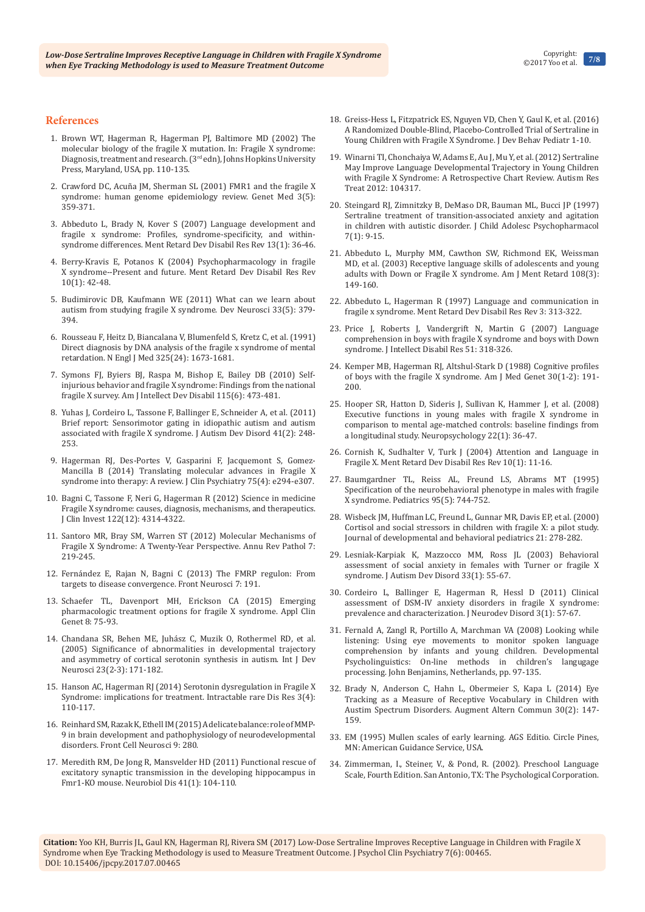## References

1. Brown WT, Hagerman R, Hagerman PJ, Baltimore MD (2002) The molecular biology of the fragile X mutation. In: Fragile X syndrome: Diagnosis, treatment and research. (3rd edn), Johns Hopkins University Press, Maryland, USA, pp. 110-135.
2. Crawford DC, Acuña JM, Sherman SL (2001) FMR1 and the fragile X syndrome: human genome epidemiology review. Genet Med 3(5): 359-371.
3. Abbeduto L, Brady N, Kover S (2007) Language development and fragile x syndrome: Profiles, syndrome-specificity, and within-syndrome differences. Ment Retard Dev Disabil Res Rev 13(1): 36-46.
4. Berry-Kravis E, Potanos K (2004) Psychopharmacology in fragile X syndrome--Present and future. Ment Retard Dev Disabil Res Rev 10(1): 42-48.
5. Budimirovic DB, Kaufmann WE (2011) What can we learn about autism from studying fragile X syndrome. Dev Neurosci 33(5): 379-394.
6. Rousseau F, Heitz D, Biancalana V, Blumenfeld S, Kretz C, et al. (1991) Direct diagnosis by DNA analysis of the fragile x syndrome of mental retardation. N Engl J Med 325(24): 1673-1681.
7. Symons FJ, Byiers BJ, Raspa M, Bishop E, Bailey DB (2010) Self-injurious behavior and fragile X syndrome: Findings from the national fragile X survey. Am J Intellect Dev Disabil 115(6): 473-481.
8. Yuhas J, Cordeiro L, Tassone F, Ballinger E, Schneider A, et al. (2011) Brief report: Sensorimotor gating in idiopathic autism and autism associated with fragile X syndrome. J Autism Dev Disord 41(2): 248-253.
9. Hagerman RJ, Des-Portes V, Gasparini F, Jacquemont S, Gomez-Mancilla B (2014) Translating molecular advances in Fragile X syndrome into therapy: A review. J Clin Psychiatry 75(4): e294-e307.
10. Bagni C, Tassone F, Neri G, Hagerman R (2012) Science in medicine Fragile X syndrome: causes, diagnosis, mechanisms, and therapeutics. J Clin Invest 122(12): 4314-4322.
11. Santoro MR, Bray SM, Warren ST (2012) Molecular Mechanisms of Fragile X Syndrome: A Twenty-Year Perspective. Annu Rev Pathol 7: 219-245.
12. Fernández E, Rajan N, Bagni C (2013) The FMRP regulon: From targets to disease convergence. Front Neurosci 7: 191.
13. Schaefer TL, Davenport MH, Erickson CA (2015) Emerging pharmacologic treatment options for fragile X syndrome. Appl Clin Genet 8: 75-93.
14. Chandana SR, Behen ME, Juhász C, Muzik O, Rothermel RD, et al. (2005) Significance of abnormalities in developmental trajectory and asymmetry of cortical serotonin synthesis in autism. Int J Dev Neurosci 23(2-3): 171-182.
15. Hanson AC, Hagerman RJ (2014) Serotonin dysregulation in Fragile X Syndrome: implications for treatment. Intractable rare Dis Res 3(4): 110-117.
16. Reinhard SM, Razak K, Ethell IM (2015) A delicate balance: role of MMP-9 in brain development and pathophysiology of neurodevelopmental disorders. Front Cell Neurosci 9: 280.
17. Meredith RM, De Jong R, Mansvelder HD (2011) Functional rescue of excitatory synaptic transmission in the developing hippocampus in Fmr1-KO mouse. Neurobiol Dis 41(1): 104-110.
18. Greiss-Hess L, Fitzpatrick ES, Nguyen VD, Chen Y, Gaul K, et al. (2016) A Randomized Double-Blind, Placebo-Controlled Trial of Sertraline in Young Children with Fragile X Syndrome. J Dev Behav Pediatr 1-10.
19. Winarni TI, Chonchaiya W, Adams E, Au J, Mu Y, et al. (2012) Sertraline May Improve Language Developmental Trajectory in Young Children with Fragile X Syndrome: A Retrospective Chart Review. Autism Res Treat 2012: 104317.
20. Steingard RJ, Zimnitzky B, DeMaso DR, Bauman ML, Bucci JP (1997) Sertraline treatment of transition-associated anxiety and agitation in children with autistic disorder. J Child Adolesc Psychopharmacol 7(1): 9-15.
21. Abbeduto L, Murphy MM, Cawthon SW, Richmond EK, Weissman MD, et al. (2003) Receptive language skills of adolescents and young adults with Down or Fragile X syndrome. Am J Ment Retard 108(3): 149-160.
22. Abbeduto L, Hagerman R (1997) Language and communication in fragile x syndrome. Ment Retard Dev Disabil Res Rev 3: 313-322.
23. Price J, Roberts J, Vandergrift N, Martin G (2007) Language comprehension in boys with fragile X syndrome and boys with Down syndrome. J Intellect Disabil Res 51: 318-326.
24. Kemper MB, Hagerman RJ, Altshul-Stark D (1988) Cognitive profiles of boys with the fragile X syndrome. Am J Med Genet 30(1-2): 191-200.
25. Hooper SR, Hatton D, Sideris J, Sullivan K, Hammer J, et al. (2008) Executive functions in young males with fragile X syndrome in comparison to mental age-matched controls: baseline findings from a longitudinal study. Neuropsychology 22(1): 36-47.
26. Cornish K, Sudhalter V, Turk J (2004) Attention and Language in Fragile X. Ment Retard Dev Disabil Res Rev 10(1): 11-16.
27. Baumgardner TL, Reiss AL, Freund LS, Abrams MT (1995) Specification of the neurobehavioral phenotype in males with fragile X syndrome. Pediatrics 95(5): 744-752.
28. Wisbeck JM, Huffman LC, Freund L, Gunnar MR, Davis EP, et al. (2000) Cortisol and social stressors in children with fragile X: a pilot study. Journal of developmental and behavioral pediatrics 21: 278-282.
29. Lesniak-Karpiak K, Mazzocco MM, Ross JL (2003) Behavioral assessment of social anxiety in females with Turner or fragile X syndrome. J Autism Dev Disord 33(1): 55-67.
30. Cordeiro L, Ballinger E, Hagerman R, Hessl D (2011) Clinical assessment of DSM-IV anxiety disorders in fragile X syndrome: prevalence and characterization. J Neurodev Disord 3(1): 57-67.
31. Fernald A, Zangl R, Portillo A, Marchman VA (2008) Looking while listening: Using eye movements to monitor spoken language comprehension by infants and young children. Developmental Psycholinguistics: On-line methods in children's langugage processing. John Benjamins, Netherlands, pp. 97-135.
32. Brady N, Anderson C, Hahn L, Obermeier S, Kapa L (2014) Eye Tracking as a Measure of Receptive Vocabulary in Children with Austim Spectrum Disorders. Augment Altern Commun 30(2): 147-159.
33. EM (1995) Mullen scales of early learning. AGS Editio. Circle Pines, MN: American Guidance Service, USA.
34. Zimmerman, I., Steiner, V., & Pond, R. (2002). Preschool Language Scale, Fourth Edition. San Antonio, TX: The Psychological Corporation.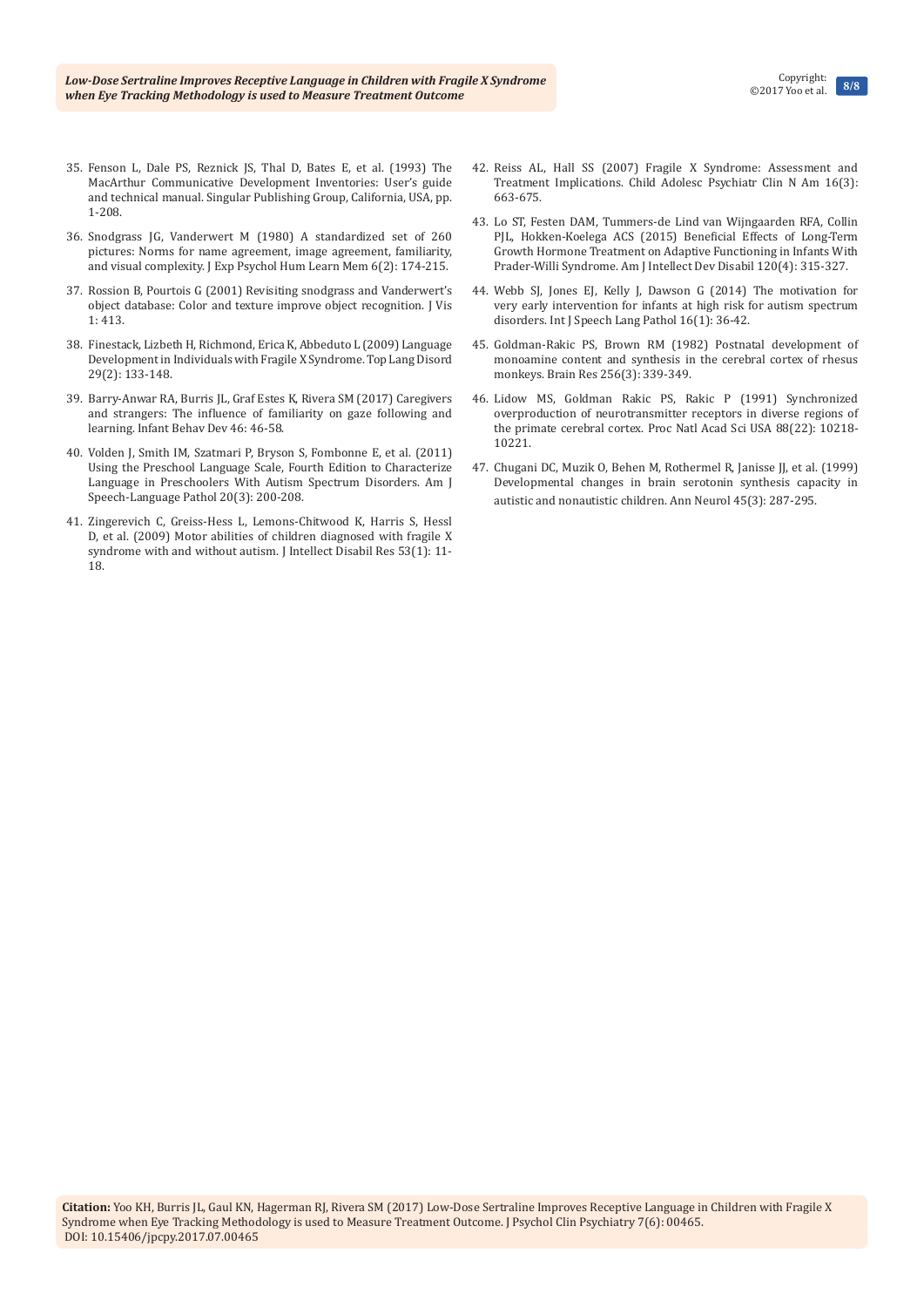35. Fenson L, Dale PS, Reznick JS, Thal D, Bates E, et al. (1993) The MacArthur Communicative Development Inventories: User's guide and technical manual. Singular Publishing Group, California, USA, pp. 1-208.

36. Snodgrass JG, Vanderwert M (1980) A standardized set of 260 pictures: Norms for name agreement, image agreement, familiarity, and visual complexity. J Exp Psychol Hum Learn Mem 6(2): 174-215.

37. Rossion B, Pourtois G (2001) Revisiting snodgrass and Vanderwert's object database: Color and texture improve object recognition. J Vis 1: 413.

38. Finestack, Lizbeth H, Richmond, Erica K, Abbeduto L (2009) Language Development in Individuals with Fragile X Syndrome. Top Lang Disord 29(2): 133-148.

39. Barry-Anwar RA, Burris JL, Graf Estes K, Rivera SM (2017) Caregivers and strangers: The influence of familiarity on gaze following and learning. Infant Behav Dev 46: 46-58.

40. Volden J, Smith IM, Szatmari P, Bryson S, Fombonne E, et al. (2011) Using the Preschool Language Scale, Fourth Edition to Characterize Language in Preschoolers With Autism Spectrum Disorders. Am J Speech-Language Pathol 20(3): 200-208.

41. Zingerevich C, Greiss-Hess L, Lemons-Chitwood K, Harris S, Hessl D, et al. (2009) Motor abilities of children diagnosed with fragile X syndrome with and without autism. J Intellect Disabil Res 53(1): 11-18.

42. Reiss AL, Hall SS (2007) Fragile X Syndrome: Assessment and Treatment Implications. Child Adolesc Psychiatr Clin N Am 16(3): 663-675.

43. Lo ST, Festen DAM, Tummers-de Lind van Wijngaarden RFA, Collin PJL, Hokken-Koelega ACS (2015) Beneficial Effects of Long-Term Growth Hormone Treatment on Adaptive Functioning in Infants With Prader-Willi Syndrome. Am J Intellect Dev Disabil 120(4): 315-327.

44. Webb SJ, Jones EJ, Kelly J, Dawson G (2014) The motivation for very early intervention for infants at high risk for autism spectrum disorders. Int J Speech Lang Pathol 16(1): 36-42.

45. Goldman-Rakic PS, Brown RM (1982) Postnatal development of monoamine content and synthesis in the cerebral cortex of rhesus monkeys. Brain Res 256(3): 339-349.

46. Lidow MS, Goldman Rakic PS, Rakic P (1991) Synchronized overproduction of neurotransmitter receptors in diverse regions of the primate cerebral cortex. Proc Natl Acad Sci USA 88(22): 10218-10221.

47. Chugani DC, Muzik O, Behen M, Rothermel R, Janisse JJ, et al. (1999) Developmental changes in brain serotonin synthesis capacity in autistic and nonautistic children. Ann Neurol 45(3): 287-295.